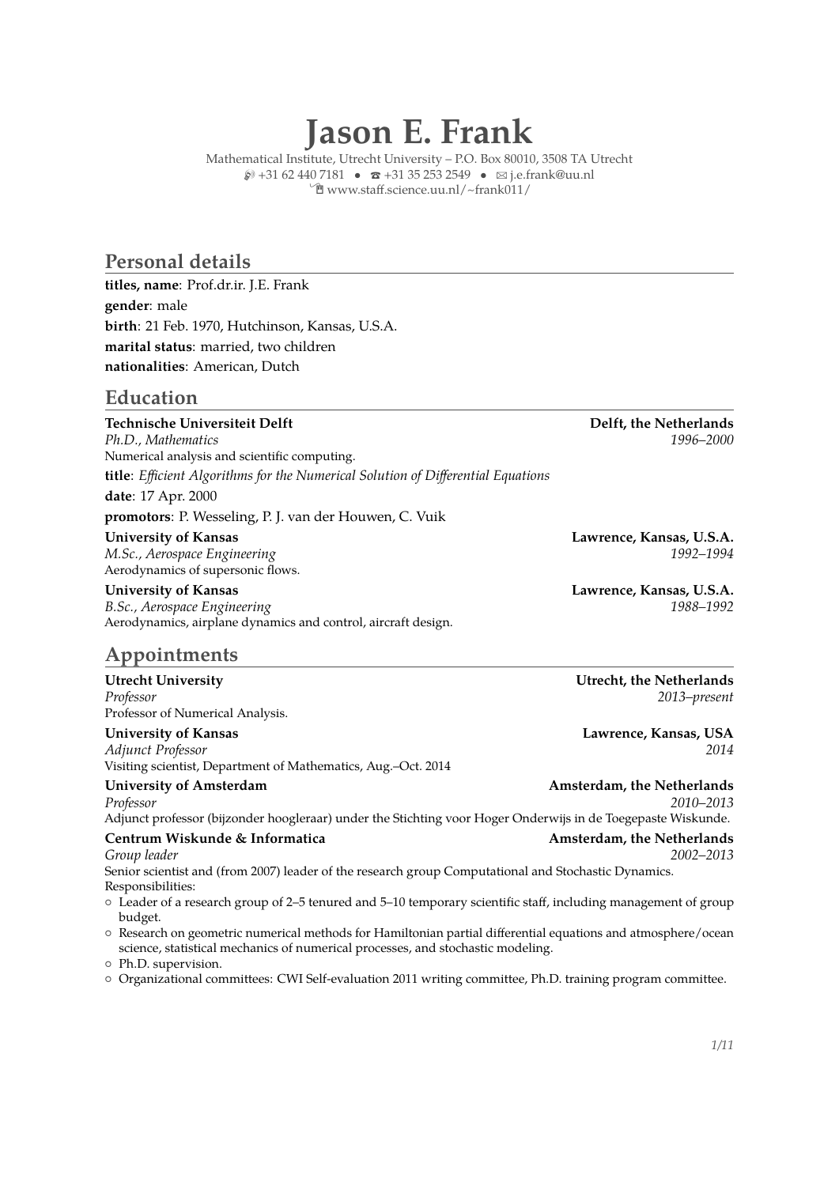# Jason E. Frank

Mathematical Institute, Utrecht University – P.O. Box 80010, 3508 TA Utrecht
+31 62 440 7181 • ☎ +31 35 253 2549 • ✉ j.e.frank@uu.nl
www.staff.science.uu.nl/~frank011/

## Personal details

**titles, name**: Prof.dr.ir. J.E. Frank
**gender**: male
**birth**: 21 Feb. 1970, Hutchinson, Kansas, U.S.A.
**marital status**: married, two children
**nationalities**: American, Dutch

## Education

**Technische Universiteit Delft** — **Delft, the Netherlands**
*Ph.D., Mathematics* — *1996–2000*
Numerical analysis and scientific computing.
**title**: *Efficient Algorithms for the Numerical Solution of Differential Equations*
**date**: 17 Apr. 2000
**promotors**: P. Wesseling, P. J. van der Houwen, C. Vuik

**University of Kansas** — **Lawrence, Kansas, U.S.A.**
*M.Sc., Aerospace Engineering* — *1992–1994*
Aerodynamics of supersonic flows.

**University of Kansas** — **Lawrence, Kansas, U.S.A.**
*B.Sc., Aerospace Engineering* — *1988–1992*
Aerodynamics, airplane dynamics and control, aircraft design.

## Appointments

**Utrecht University** — **Utrecht, the Netherlands**
*Professor* — *2013–present*
Professor of Numerical Analysis.

**University of Kansas** — **Lawrence, Kansas, USA**
*Adjunct Professor* — *2014*
Visiting scientist, Department of Mathematics, Aug.–Oct. 2014

**University of Amsterdam** — **Amsterdam, the Netherlands**
*Professor* — *2010–2013*
Adjunct professor (bijzonder hoogleraar) under the Stichting voor Hoger Onderwijs in de Toegepaste Wiskunde.

**Centrum Wiskunde & Informatica** — **Amsterdam, the Netherlands**
*Group leader* — *2002–2013*
Senior scientist and (from 2007) leader of the research group Computational and Stochastic Dynamics.
Responsibilities:

- Leader of a research group of 2–5 tenured and 5–10 temporary scientific staff, including management of group budget.
- Research on geometric numerical methods for Hamiltonian partial differential equations and atmosphere/ocean science, statistical mechanics of numerical processes, and stochastic modeling.
- Ph.D. supervision.
- Organizational committees: CWI Self-evaluation 2011 writing committee, Ph.D. training program committee.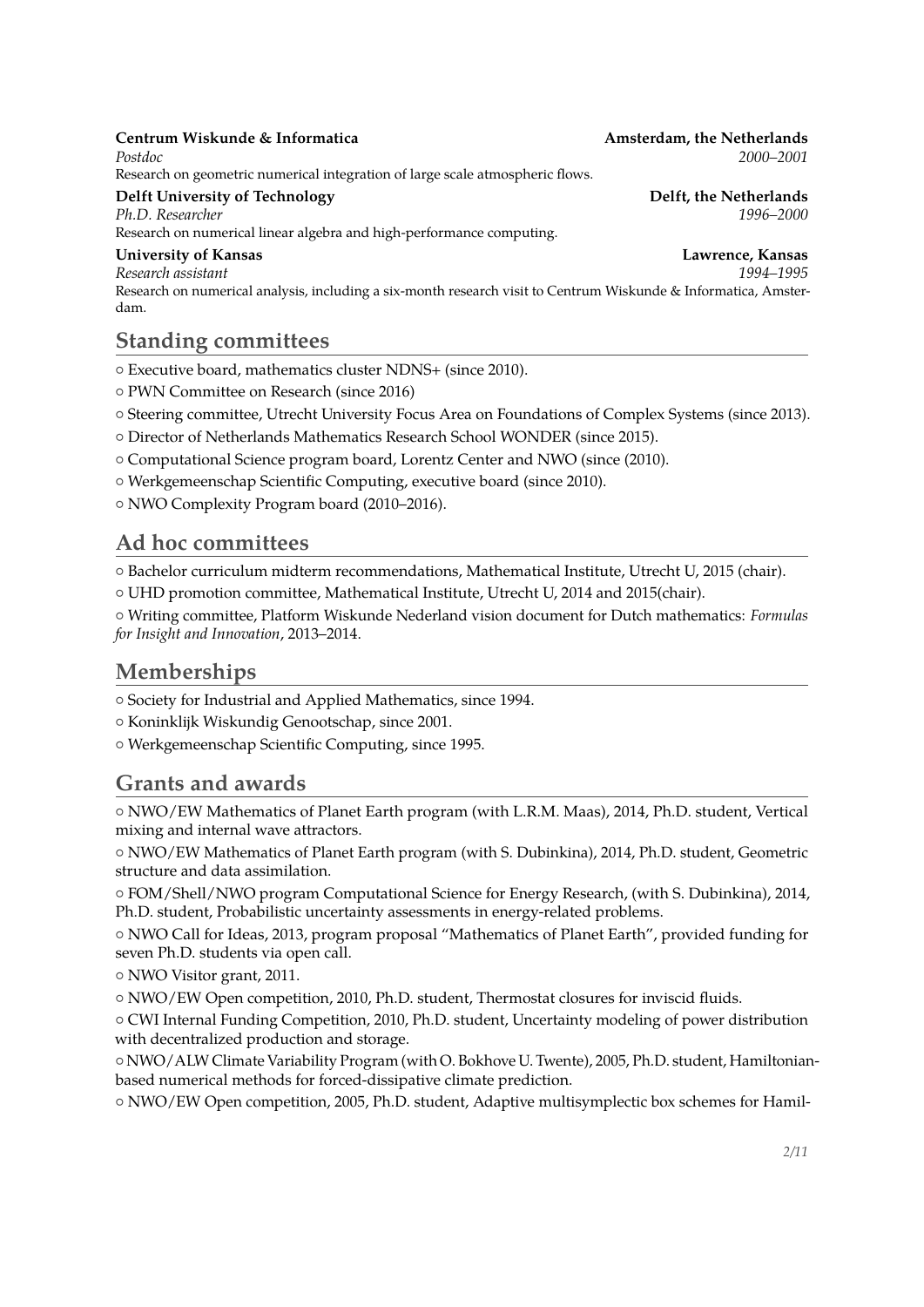**Centrum Wiskunde & Informatica** **Amsterdam, the Netherlands**
*Postdoc* *2000–2001*
Research on geometric numerical integration of large scale atmospheric flows.

**Delft University of Technology** **Delft, the Netherlands**
*Ph.D. Researcher* *1996–2000*
Research on numerical linear algebra and high-performance computing.

**University of Kansas** **Lawrence, Kansas**
*Research assistant* *1994–1995*
Research on numerical analysis, including a six-month research visit to Centrum Wiskunde & Informatica, Amsterdam.

## Standing committees

- Executive board, mathematics cluster NDNS+ (since 2010).
- PWN Committee on Research (since 2016)
- Steering committee, Utrecht University Focus Area on Foundations of Complex Systems (since 2013).
- Director of Netherlands Mathematics Research School WONDER (since 2015).
- Computational Science program board, Lorentz Center and NWO (since (2010).
- Werkgemeenschap Scientific Computing, executive board (since 2010).
- NWO Complexity Program board (2010–2016).

## Ad hoc committees

- Bachelor curriculum midterm recommendations, Mathematical Institute, Utrecht U, 2015 (chair).
- UHD promotion committee, Mathematical Institute, Utrecht U, 2014 and 2015(chair).
- Writing committee, Platform Wiskunde Nederland vision document for Dutch mathematics: *Formulas for Insight and Innovation*, 2013–2014.

## Memberships

- Society for Industrial and Applied Mathematics, since 1994.
- Koninklijk Wiskundig Genootschap, since 2001.
- Werkgemeenschap Scientific Computing, since 1995.

## Grants and awards

- NWO/EW Mathematics of Planet Earth program (with L.R.M. Maas), 2014, Ph.D. student, Vertical mixing and internal wave attractors.
- NWO/EW Mathematics of Planet Earth program (with S. Dubinkina), 2014, Ph.D. student, Geometric structure and data assimilation.
- FOM/Shell/NWO program Computational Science for Energy Research, (with S. Dubinkina), 2014, Ph.D. student, Probabilistic uncertainty assessments in energy-related problems.
- NWO Call for Ideas, 2013, program proposal "Mathematics of Planet Earth", provided funding for seven Ph.D. students via open call.
- NWO Visitor grant, 2011.
- NWO/EW Open competition, 2010, Ph.D. student, Thermostat closures for inviscid fluids.
- CWI Internal Funding Competition, 2010, Ph.D. student, Uncertainty modeling of power distribution with decentralized production and storage.
- NWO/ALW Climate Variability Program (with O. Bokhove U. Twente), 2005, Ph.D. student, Hamiltonian-based numerical methods for forced-dissipative climate prediction.
- NWO/EW Open competition, 2005, Ph.D. student, Adaptive multisymplectic box schemes for Hamil-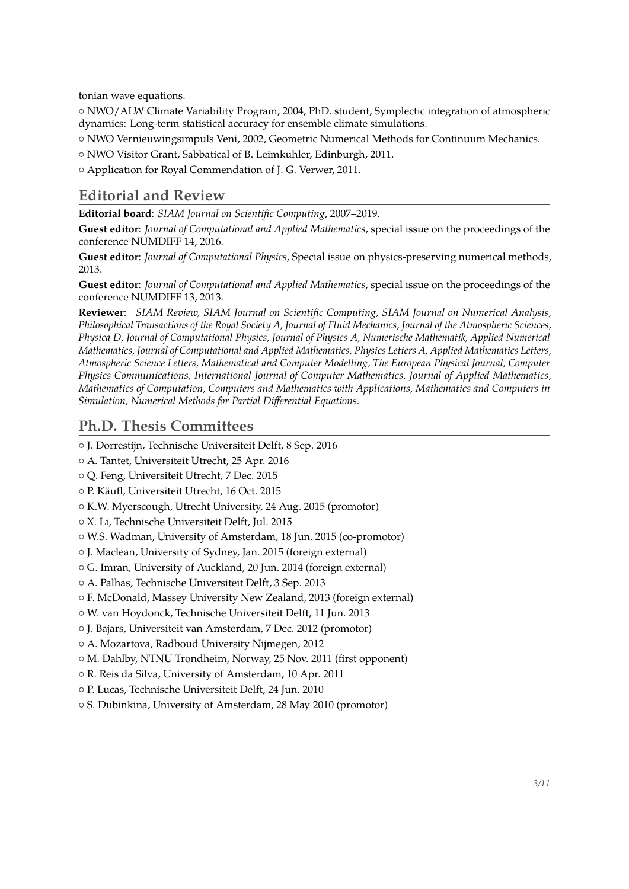tonian wave equations.

○ NWO/ALW Climate Variability Program, 2004, PhD. student, Symplectic integration of atmospheric dynamics: Long-term statistical accuracy for ensemble climate simulations.

○ NWO Vernieuwingsimpuls Veni, 2002, Geometric Numerical Methods for Continuum Mechanics.

○ NWO Visitor Grant, Sabbatical of B. Leimkuhler, Edinburgh, 2011.

○ Application for Royal Commendation of J. G. Verwer, 2011.

## Editorial and Review

**Editorial board**: *SIAM Journal on Scientific Computing*, 2007–2019.

**Guest editor**: *Journal of Computational and Applied Mathematics*, special issue on the proceedings of the conference NUMDIFF 14, 2016.

**Guest editor**: *Journal of Computational Physics*, Special issue on physics-preserving numerical methods, 2013.

**Guest editor**: *Journal of Computational and Applied Mathematics*, special issue on the proceedings of the conference NUMDIFF 13, 2013.

**Reviewer**: *SIAM Review, SIAM Journal on Scientific Computing, SIAM Journal on Numerical Analysis, Philosophical Transactions of the Royal Society A, Journal of Fluid Mechanics, Journal of the Atmospheric Sciences, Physica D, Journal of Computational Physics, Journal of Physics A, Numerische Mathematik, Applied Numerical Mathematics, Journal of Computational and Applied Mathematics, Physics Letters A, Applied Mathematics Letters, Atmospheric Science Letters, Mathematical and Computer Modelling, The European Physical Journal, Computer Physics Communications, International Journal of Computer Mathematics, Journal of Applied Mathematics, Mathematics of Computation, Computers and Mathematics with Applications, Mathematics and Computers in Simulation, Numerical Methods for Partial Differential Equations.*

## Ph.D. Thesis Committees

○ J. Dorrestijn, Technische Universiteit Delft, 8 Sep. 2016

○ A. Tantet, Universiteit Utrecht, 25 Apr. 2016

○ Q. Feng, Universiteit Utrecht, 7 Dec. 2015

○ P. Käufl, Universiteit Utrecht, 16 Oct. 2015

○ K.W. Myerscough, Utrecht University, 24 Aug. 2015 (promotor)

○ X. Li, Technische Universiteit Delft, Jul. 2015

○ W.S. Wadman, University of Amsterdam, 18 Jun. 2015 (co-promotor)

○ J. Maclean, University of Sydney, Jan. 2015 (foreign external)

○ G. Imran, University of Auckland, 20 Jun. 2014 (foreign external)

○ A. Palhas, Technische Universiteit Delft, 3 Sep. 2013

○ F. McDonald, Massey University New Zealand, 2013 (foreign external)

○ W. van Hoydonck, Technische Universiteit Delft, 11 Jun. 2013

○ J. Bajars, Universiteit van Amsterdam, 7 Dec. 2012 (promotor)

○ A. Mozartova, Radboud University Nijmegen, 2012

○ M. Dahlby, NTNU Trondheim, Norway, 25 Nov. 2011 (first opponent)

○ R. Reis da Silva, University of Amsterdam, 10 Apr. 2011

○ P. Lucas, Technische Universiteit Delft, 24 Jun. 2010

○ S. Dubinkina, University of Amsterdam, 28 May 2010 (promotor)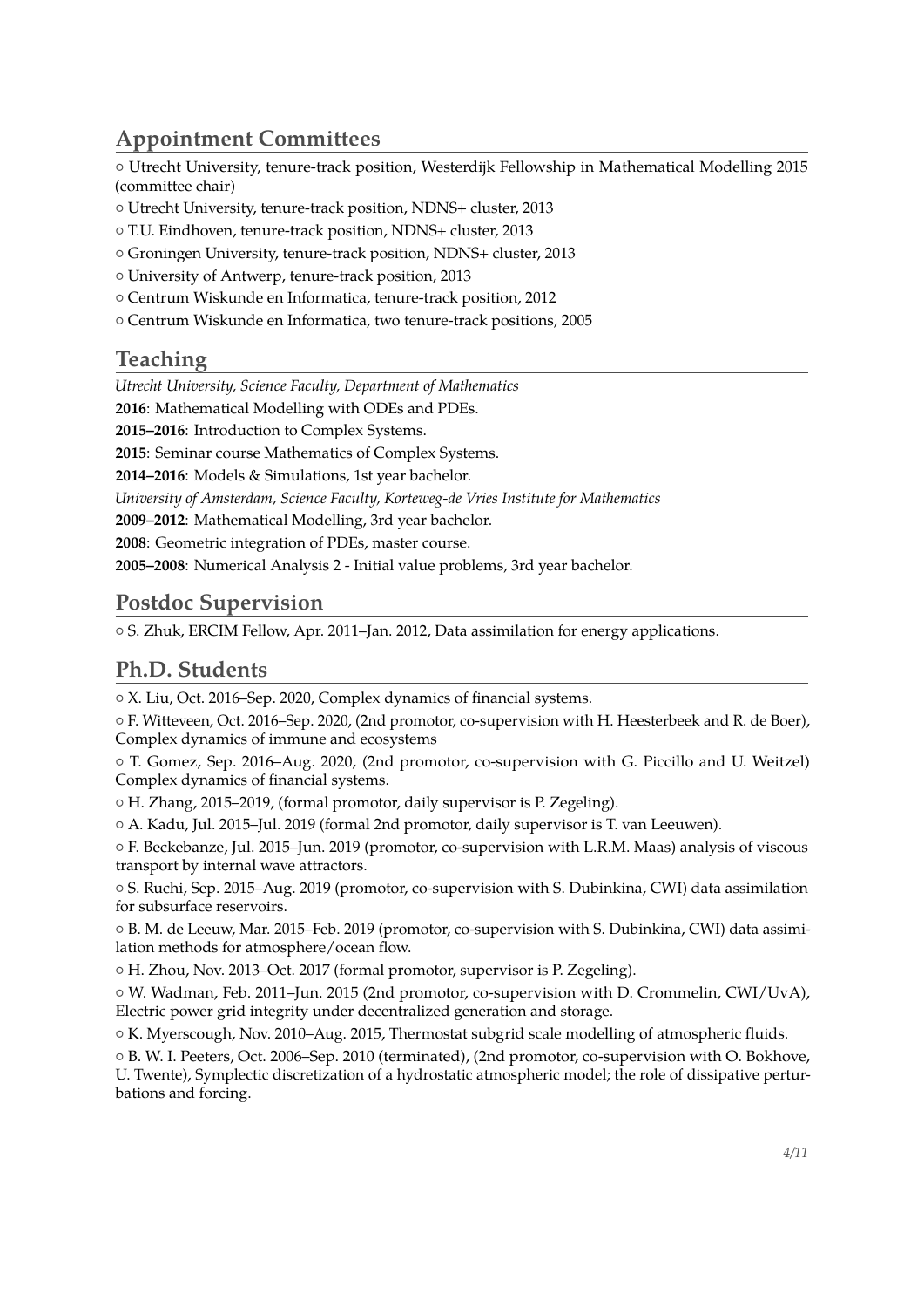## Appointment Committees

- Utrecht University, tenure-track position, Westerdijk Fellowship in Mathematical Modelling 2015 (committee chair)
- Utrecht University, tenure-track position, NDNS+ cluster, 2013
- T.U. Eindhoven, tenure-track position, NDNS+ cluster, 2013
- Groningen University, tenure-track position, NDNS+ cluster, 2013
- University of Antwerp, tenure-track position, 2013
- Centrum Wiskunde en Informatica, tenure-track position, 2012
- Centrum Wiskunde en Informatica, two tenure-track positions, 2005

## Teaching

*Utrecht University, Science Faculty, Department of Mathematics*

**2016**: Mathematical Modelling with ODEs and PDEs.

**2015–2016**: Introduction to Complex Systems.

**2015**: Seminar course Mathematics of Complex Systems.

**2014–2016**: Models & Simulations, 1st year bachelor.

*University of Amsterdam, Science Faculty, Korteweg-de Vries Institute for Mathematics*

**2009–2012**: Mathematical Modelling, 3rd year bachelor.

**2008**: Geometric integration of PDEs, master course.

**2005–2008**: Numerical Analysis 2 - Initial value problems, 3rd year bachelor.

## Postdoc Supervision

- S. Zhuk, ERCIM Fellow, Apr. 2011–Jan. 2012, Data assimilation for energy applications.

## Ph.D. Students

- X. Liu, Oct. 2016–Sep. 2020, Complex dynamics of financial systems.
- F. Witteveen, Oct. 2016–Sep. 2020, (2nd promotor, co-supervision with H. Heesterbeek and R. de Boer), Complex dynamics of immune and ecosystems
- T. Gomez, Sep. 2016–Aug. 2020, (2nd promotor, co-supervision with G. Piccillo and U. Weitzel) Complex dynamics of financial systems.
- H. Zhang, 2015–2019, (formal promotor, daily supervisor is P. Zegeling).
- A. Kadu, Jul. 2015–Jul. 2019 (formal 2nd promotor, daily supervisor is T. van Leeuwen).
- F. Beckebanze, Jul. 2015–Jun. 2019 (promotor, co-supervision with L.R.M. Maas) analysis of viscous transport by internal wave attractors.
- S. Ruchi, Sep. 2015–Aug. 2019 (promotor, co-supervision with S. Dubinkina, CWI) data assimilation for subsurface reservoirs.
- B. M. de Leeuw, Mar. 2015–Feb. 2019 (promotor, co-supervision with S. Dubinkina, CWI) data assimilation methods for atmosphere/ocean flow.
- H. Zhou, Nov. 2013–Oct. 2017 (formal promotor, supervisor is P. Zegeling).
- W. Wadman, Feb. 2011–Jun. 2015 (2nd promotor, co-supervision with D. Crommelin, CWI/UvA), Electric power grid integrity under decentralized generation and storage.
- K. Myerscough, Nov. 2010–Aug. 2015, Thermostat subgrid scale modelling of atmospheric fluids.
- B. W. I. Peeters, Oct. 2006–Sep. 2010 (terminated), (2nd promotor, co-supervision with O. Bokhove, U. Twente), Symplectic discretization of a hydrostatic atmospheric model; the role of dissipative perturbations and forcing.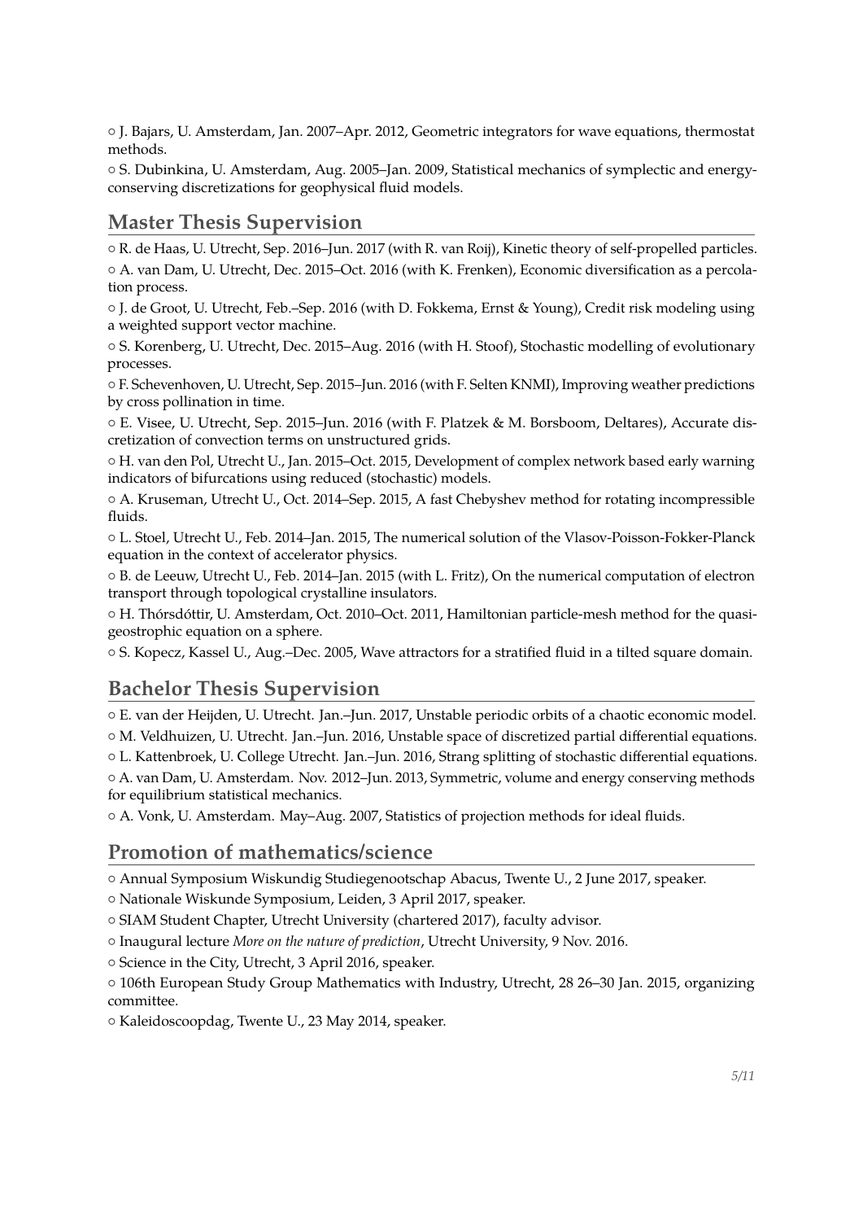○ J. Bajars, U. Amsterdam, Jan. 2007–Apr. 2012, Geometric integrators for wave equations, thermostat methods.

○ S. Dubinkina, U. Amsterdam, Aug. 2005–Jan. 2009, Statistical mechanics of symplectic and energy-conserving discretizations for geophysical fluid models.

## Master Thesis Supervision

○ R. de Haas, U. Utrecht, Sep. 2016–Jun. 2017 (with R. van Roij), Kinetic theory of self-propelled particles.

○ A. van Dam, U. Utrecht, Dec. 2015–Oct. 2016 (with K. Frenken), Economic diversification as a percolation process.

○ J. de Groot, U. Utrecht, Feb.–Sep. 2016 (with D. Fokkema, Ernst & Young), Credit risk modeling using a weighted support vector machine.

○ S. Korenberg, U. Utrecht, Dec. 2015–Aug. 2016 (with H. Stoof), Stochastic modelling of evolutionary processes.

○ F. Schevenhoven, U. Utrecht, Sep. 2015–Jun. 2016 (with F. Selten KNMI), Improving weather predictions by cross pollination in time.

○ E. Visee, U. Utrecht, Sep. 2015–Jun. 2016 (with F. Platzek & M. Borsboom, Deltares), Accurate discretization of convection terms on unstructured grids.

○ H. van den Pol, Utrecht U., Jan. 2015–Oct. 2015, Development of complex network based early warning indicators of bifurcations using reduced (stochastic) models.

○ A. Kruseman, Utrecht U., Oct. 2014–Sep. 2015, A fast Chebyshev method for rotating incompressible fluids.

○ L. Stoel, Utrecht U., Feb. 2014–Jan. 2015, The numerical solution of the Vlasov-Poisson-Fokker-Planck equation in the context of accelerator physics.

○ B. de Leeuw, Utrecht U., Feb. 2014–Jan. 2015 (with L. Fritz), On the numerical computation of electron transport through topological crystalline insulators.

○ H. Thórsdóttir, U. Amsterdam, Oct. 2010–Oct. 2011, Hamiltonian particle-mesh method for the quasi-geostrophic equation on a sphere.

○ S. Kopecz, Kassel U., Aug.–Dec. 2005, Wave attractors for a stratified fluid in a tilted square domain.

## Bachelor Thesis Supervision

○ E. van der Heijden, U. Utrecht. Jan.–Jun. 2017, Unstable periodic orbits of a chaotic economic model.

○ M. Veldhuizen, U. Utrecht. Jan.–Jun. 2016, Unstable space of discretized partial differential equations.

○ L. Kattenbroek, U. College Utrecht. Jan.–Jun. 2016, Strang splitting of stochastic differential equations.

○ A. van Dam, U. Amsterdam. Nov. 2012–Jun. 2013, Symmetric, volume and energy conserving methods for equilibrium statistical mechanics.

○ A. Vonk, U. Amsterdam. May–Aug. 2007, Statistics of projection methods for ideal fluids.

## Promotion of mathematics/science

○ Annual Symposium Wiskundig Studiegenootschap Abacus, Twente U., 2 June 2017, speaker.

○ Nationale Wiskunde Symposium, Leiden, 3 April 2017, speaker.

○ SIAM Student Chapter, Utrecht University (chartered 2017), faculty advisor.

○ Inaugural lecture *More on the nature of prediction*, Utrecht University, 9 Nov. 2016.

○ Science in the City, Utrecht, 3 April 2016, speaker.

○ 106th European Study Group Mathematics with Industry, Utrecht, 28 26–30 Jan. 2015, organizing committee.

○ Kaleidoscoopdag, Twente U., 23 May 2014, speaker.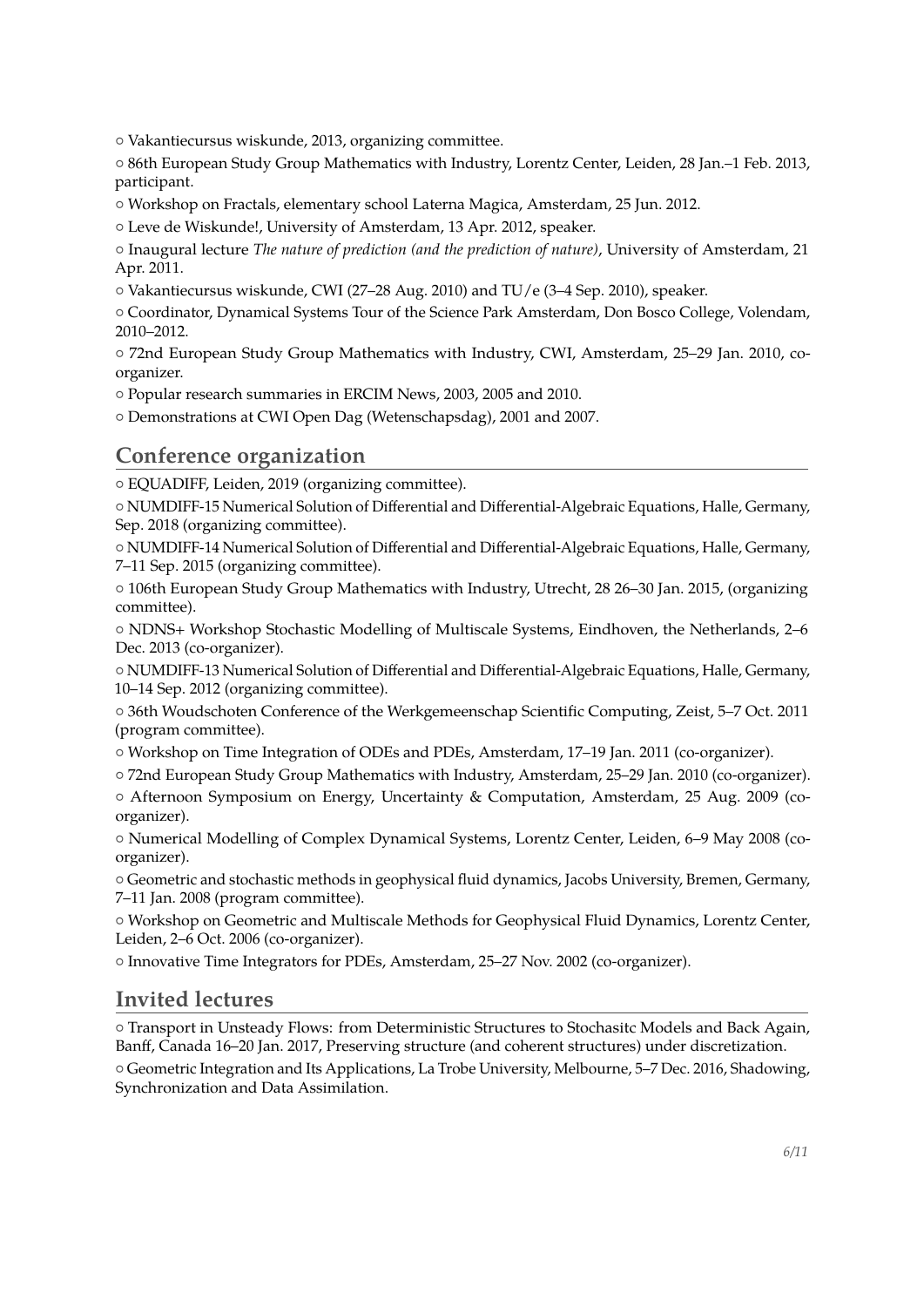○ Vakantiecursus wiskunde, 2013, organizing committee.

○ 86th European Study Group Mathematics with Industry, Lorentz Center, Leiden, 28 Jan.–1 Feb. 2013, participant.

○ Workshop on Fractals, elementary school Laterna Magica, Amsterdam, 25 Jun. 2012.

○ Leve de Wiskunde!, University of Amsterdam, 13 Apr. 2012, speaker.

○ Inaugural lecture *The nature of prediction (and the prediction of nature)*, University of Amsterdam, 21 Apr. 2011.

○ Vakantiecursus wiskunde, CWI (27–28 Aug. 2010) and TU/e (3–4 Sep. 2010), speaker.

○ Coordinator, Dynamical Systems Tour of the Science Park Amsterdam, Don Bosco College, Volendam, 2010–2012.

○ 72nd European Study Group Mathematics with Industry, CWI, Amsterdam, 25–29 Jan. 2010, co-organizer.

○ Popular research summaries in ERCIM News, 2003, 2005 and 2010.

○ Demonstrations at CWI Open Dag (Wetenschapsdag), 2001 and 2007.

## Conference organization

○ EQUADIFF, Leiden, 2019 (organizing committee).

○ NUMDIFF-15 Numerical Solution of Differential and Differential-Algebraic Equations, Halle, Germany, Sep. 2018 (organizing committee).

○ NUMDIFF-14 Numerical Solution of Differential and Differential-Algebraic Equations, Halle, Germany, 7–11 Sep. 2015 (organizing committee).

○ 106th European Study Group Mathematics with Industry, Utrecht, 28 26–30 Jan. 2015, (organizing committee).

○ NDNS+ Workshop Stochastic Modelling of Multiscale Systems, Eindhoven, the Netherlands, 2–6 Dec. 2013 (co-organizer).

○ NUMDIFF-13 Numerical Solution of Differential and Differential-Algebraic Equations, Halle, Germany, 10–14 Sep. 2012 (organizing committee).

○ 36th Woudschoten Conference of the Werkgemeenschap Scientific Computing, Zeist, 5–7 Oct. 2011 (program committee).

○ Workshop on Time Integration of ODEs and PDEs, Amsterdam, 17–19 Jan. 2011 (co-organizer).

○ 72nd European Study Group Mathematics with Industry, Amsterdam, 25–29 Jan. 2010 (co-organizer).

○ Afternoon Symposium on Energy, Uncertainty & Computation, Amsterdam, 25 Aug. 2009 (co-organizer).

○ Numerical Modelling of Complex Dynamical Systems, Lorentz Center, Leiden, 6–9 May 2008 (co-organizer).

○ Geometric and stochastic methods in geophysical fluid dynamics, Jacobs University, Bremen, Germany, 7–11 Jan. 2008 (program committee).

○ Workshop on Geometric and Multiscale Methods for Geophysical Fluid Dynamics, Lorentz Center, Leiden, 2–6 Oct. 2006 (co-organizer).

○ Innovative Time Integrators for PDEs, Amsterdam, 25–27 Nov. 2002 (co-organizer).

## Invited lectures

○ Transport in Unsteady Flows: from Deterministic Structures to Stochasitc Models and Back Again, Banff, Canada 16–20 Jan. 2017, Preserving structure (and coherent structures) under discretization.

○ Geometric Integration and Its Applications, La Trobe University, Melbourne, 5–7 Dec. 2016, Shadowing, Synchronization and Data Assimilation.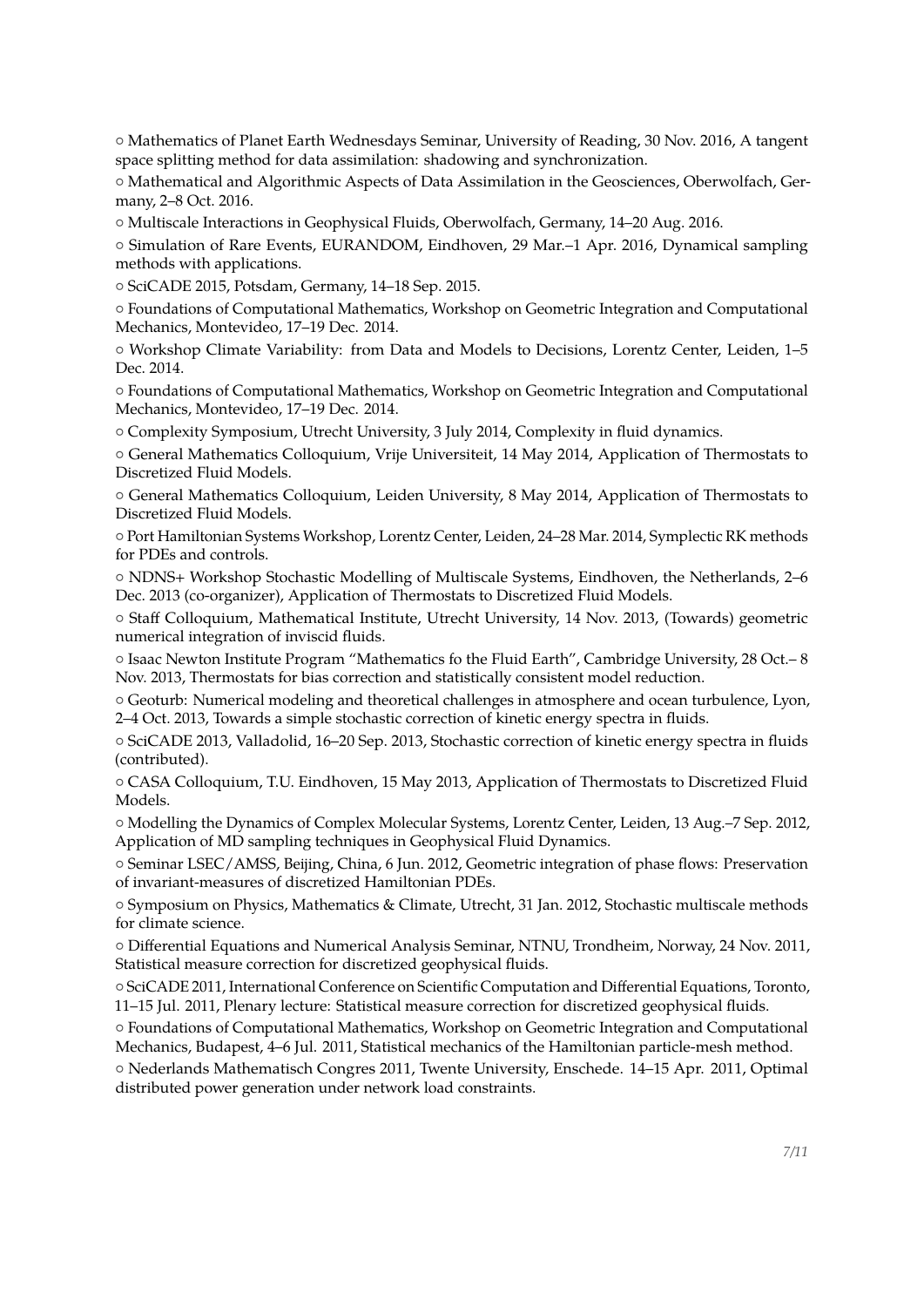○ Mathematics of Planet Earth Wednesdays Seminar, University of Reading, 30 Nov. 2016, A tangent space splitting method for data assimilation: shadowing and synchronization.

○ Mathematical and Algorithmic Aspects of Data Assimilation in the Geosciences, Oberwolfach, Germany, 2–8 Oct. 2016.

○ Multiscale Interactions in Geophysical Fluids, Oberwolfach, Germany, 14–20 Aug. 2016.

○ Simulation of Rare Events, EURANDOM, Eindhoven, 29 Mar.–1 Apr. 2016, Dynamical sampling methods with applications.

○ SciCADE 2015, Potsdam, Germany, 14–18 Sep. 2015.

○ Foundations of Computational Mathematics, Workshop on Geometric Integration and Computational Mechanics, Montevideo, 17–19 Dec. 2014.

○ Workshop Climate Variability: from Data and Models to Decisions, Lorentz Center, Leiden, 1–5 Dec. 2014.

○ Foundations of Computational Mathematics, Workshop on Geometric Integration and Computational Mechanics, Montevideo, 17–19 Dec. 2014.

○ Complexity Symposium, Utrecht University, 3 July 2014, Complexity in fluid dynamics.

○ General Mathematics Colloquium, Vrije Universiteit, 14 May 2014, Application of Thermostats to Discretized Fluid Models.

○ General Mathematics Colloquium, Leiden University, 8 May 2014, Application of Thermostats to Discretized Fluid Models.

○ Port Hamiltonian Systems Workshop, Lorentz Center, Leiden, 24–28 Mar. 2014, Symplectic RK methods for PDEs and controls.

○ NDNS+ Workshop Stochastic Modelling of Multiscale Systems, Eindhoven, the Netherlands, 2–6 Dec. 2013 (co-organizer), Application of Thermostats to Discretized Fluid Models.

○ Staff Colloquium, Mathematical Institute, Utrecht University, 14 Nov. 2013, (Towards) geometric numerical integration of inviscid fluids.

○ Isaac Newton Institute Program "Mathematics fo the Fluid Earth", Cambridge University, 28 Oct.– 8 Nov. 2013, Thermostats for bias correction and statistically consistent model reduction.

○ Geoturb: Numerical modeling and theoretical challenges in atmosphere and ocean turbulence, Lyon, 2–4 Oct. 2013, Towards a simple stochastic correction of kinetic energy spectra in fluids.

○ SciCADE 2013, Valladolid, 16–20 Sep. 2013, Stochastic correction of kinetic energy spectra in fluids (contributed).

○ CASA Colloquium, T.U. Eindhoven, 15 May 2013, Application of Thermostats to Discretized Fluid Models.

○ Modelling the Dynamics of Complex Molecular Systems, Lorentz Center, Leiden, 13 Aug.–7 Sep. 2012, Application of MD sampling techniques in Geophysical Fluid Dynamics.

○ Seminar LSEC/AMSS, Beijing, China, 6 Jun. 2012, Geometric integration of phase flows: Preservation of invariant-measures of discretized Hamiltonian PDEs.

○ Symposium on Physics, Mathematics & Climate, Utrecht, 31 Jan. 2012, Stochastic multiscale methods for climate science.

○ Differential Equations and Numerical Analysis Seminar, NTNU, Trondheim, Norway, 24 Nov. 2011, Statistical measure correction for discretized geophysical fluids.

○ SciCADE 2011, International Conference on Scientific Computation and Differential Equations, Toronto, 11–15 Jul. 2011, Plenary lecture: Statistical measure correction for discretized geophysical fluids.

○ Foundations of Computational Mathematics, Workshop on Geometric Integration and Computational Mechanics, Budapest, 4–6 Jul. 2011, Statistical mechanics of the Hamiltonian particle-mesh method.

○ Nederlands Mathematisch Congres 2011, Twente University, Enschede. 14–15 Apr. 2011, Optimal distributed power generation under network load constraints.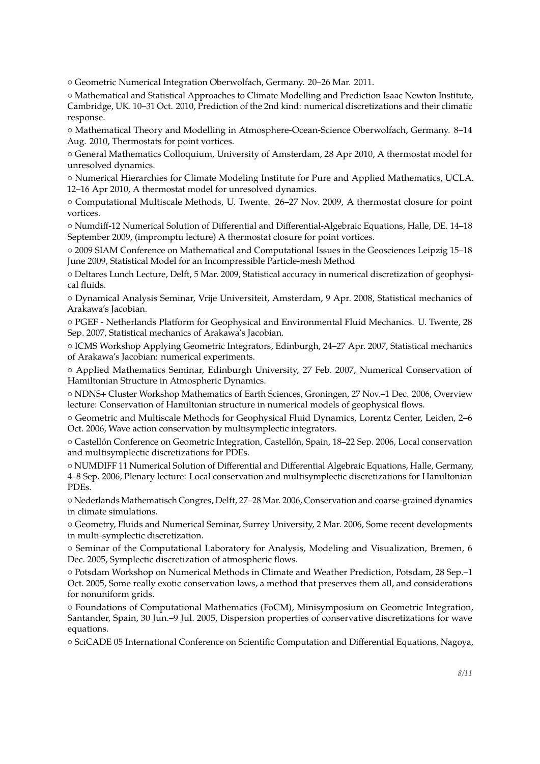○ Geometric Numerical Integration Oberwolfach, Germany. 20–26 Mar. 2011.

○ Mathematical and Statistical Approaches to Climate Modelling and Prediction Isaac Newton Institute, Cambridge, UK. 10–31 Oct. 2010, Prediction of the 2nd kind: numerical discretizations and their climatic response.

○ Mathematical Theory and Modelling in Atmosphere-Ocean-Science Oberwolfach, Germany. 8–14 Aug. 2010, Thermostats for point vortices.

○ General Mathematics Colloquium, University of Amsterdam, 28 Apr 2010, A thermostat model for unresolved dynamics.

○ Numerical Hierarchies for Climate Modeling Institute for Pure and Applied Mathematics, UCLA. 12–16 Apr 2010, A thermostat model for unresolved dynamics.

○ Computational Multiscale Methods, U. Twente. 26–27 Nov. 2009, A thermostat closure for point vortices.

○ Numdiff-12 Numerical Solution of Differential and Differential-Algebraic Equations, Halle, DE. 14–18 September 2009, (impromptu lecture) A thermostat closure for point vortices.

○ 2009 SIAM Conference on Mathematical and Computational Issues in the Geosciences Leipzig 15–18 June 2009, Statistical Model for an Incompressible Particle-mesh Method

○ Deltares Lunch Lecture, Delft, 5 Mar. 2009, Statistical accuracy in numerical discretization of geophysical fluids.

○ Dynamical Analysis Seminar, Vrije Universiteit, Amsterdam, 9 Apr. 2008, Statistical mechanics of Arakawa's Jacobian.

○ PGEF - Netherlands Platform for Geophysical and Environmental Fluid Mechanics. U. Twente, 28 Sep. 2007, Statistical mechanics of Arakawa's Jacobian.

○ ICMS Workshop Applying Geometric Integrators, Edinburgh, 24–27 Apr. 2007, Statistical mechanics of Arakawa's Jacobian: numerical experiments.

○ Applied Mathematics Seminar, Edinburgh University, 27 Feb. 2007, Numerical Conservation of Hamiltonian Structure in Atmospheric Dynamics.

○ NDNS+ Cluster Workshop Mathematics of Earth Sciences, Groningen, 27 Nov.–1 Dec. 2006, Overview lecture: Conservation of Hamiltonian structure in numerical models of geophysical flows.

○ Geometric and Multiscale Methods for Geophysical Fluid Dynamics, Lorentz Center, Leiden, 2–6 Oct. 2006, Wave action conservation by multisymplectic integrators.

○ Castellón Conference on Geometric Integration, Castellón, Spain, 18–22 Sep. 2006, Local conservation and multisymplectic discretizations for PDEs.

○ NUMDIFF 11 Numerical Solution of Differential and Differential Algebraic Equations, Halle, Germany, 4–8 Sep. 2006, Plenary lecture: Local conservation and multisymplectic discretizations for Hamiltonian PDEs.

○ Nederlands Mathematisch Congres, Delft, 27–28 Mar. 2006, Conservation and coarse-grained dynamics in climate simulations.

○ Geometry, Fluids and Numerical Seminar, Surrey University, 2 Mar. 2006, Some recent developments in multi-symplectic discretization.

○ Seminar of the Computational Laboratory for Analysis, Modeling and Visualization, Bremen, 6 Dec. 2005, Symplectic discretization of atmospheric flows.

○ Potsdam Workshop on Numerical Methods in Climate and Weather Prediction, Potsdam, 28 Sep.–1 Oct. 2005, Some really exotic conservation laws, a method that preserves them all, and considerations for nonuniform grids.

○ Foundations of Computational Mathematics (FoCM), Minisymposium on Geometric Integration, Santander, Spain, 30 Jun.–9 Jul. 2005, Dispersion properties of conservative discretizations for wave equations.

○ SciCADE 05 International Conference on Scientific Computation and Differential Equations, Nagoya,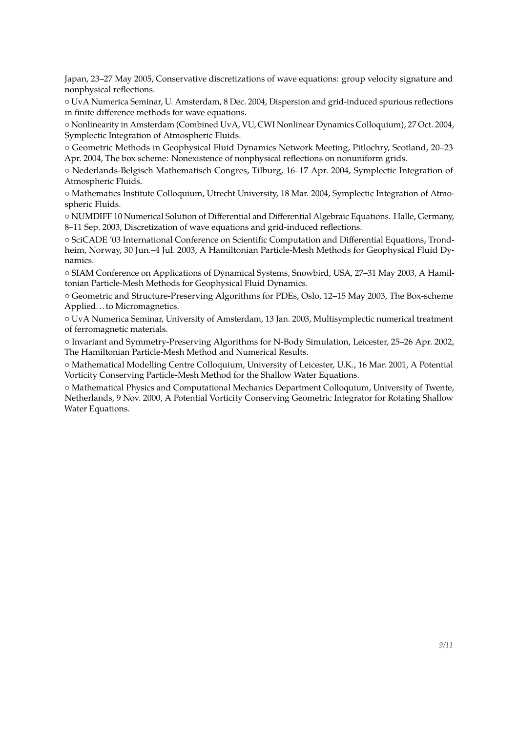Japan, 23–27 May 2005, Conservative discretizations of wave equations: group velocity signature and nonphysical reflections.

○ UvA Numerica Seminar, U. Amsterdam, 8 Dec. 2004, Dispersion and grid-induced spurious reflections in finite difference methods for wave equations.

○ Nonlinearity in Amsterdam (Combined UvA, VU, CWI Nonlinear Dynamics Colloquium), 27 Oct. 2004, Symplectic Integration of Atmospheric Fluids.

○ Geometric Methods in Geophysical Fluid Dynamics Network Meeting, Pitlochry, Scotland, 20–23 Apr. 2004, The box scheme: Nonexistence of nonphysical reflections on nonuniform grids.

○ Nederlands-Belgisch Mathematisch Congres, Tilburg, 16–17 Apr. 2004, Symplectic Integration of Atmospheric Fluids.

○ Mathematics Institute Colloquium, Utrecht University, 18 Mar. 2004, Symplectic Integration of Atmospheric Fluids.

○ NUMDIFF 10 Numerical Solution of Differential and Differential Algebraic Equations. Halle, Germany, 8–11 Sep. 2003, Discretization of wave equations and grid-induced reflections.

○ SciCADE '03 International Conference on Scientific Computation and Differential Equations, Trondheim, Norway, 30 Jun.–4 Jul. 2003, A Hamiltonian Particle-Mesh Methods for Geophysical Fluid Dynamics.

○ SIAM Conference on Applications of Dynamical Systems, Snowbird, USA, 27–31 May 2003, A Hamiltonian Particle-Mesh Methods for Geophysical Fluid Dynamics.

○ Geometric and Structure-Preserving Algorithms for PDEs, Oslo, 12–15 May 2003, The Box-scheme Applied. . . to Micromagnetics.

○ UvA Numerica Seminar, University of Amsterdam, 13 Jan. 2003, Multisymplectic numerical treatment of ferromagnetic materials.

○ Invariant and Symmetry-Preserving Algorithms for N-Body Simulation, Leicester, 25–26 Apr. 2002, The Hamiltonian Particle-Mesh Method and Numerical Results.

○ Mathematical Modelling Centre Colloquium, University of Leicester, U.K., 16 Mar. 2001, A Potential Vorticity Conserving Particle-Mesh Method for the Shallow Water Equations.

○ Mathematical Physics and Computational Mechanics Department Colloquium, University of Twente, Netherlands, 9 Nov. 2000, A Potential Vorticity Conserving Geometric Integrator for Rotating Shallow Water Equations.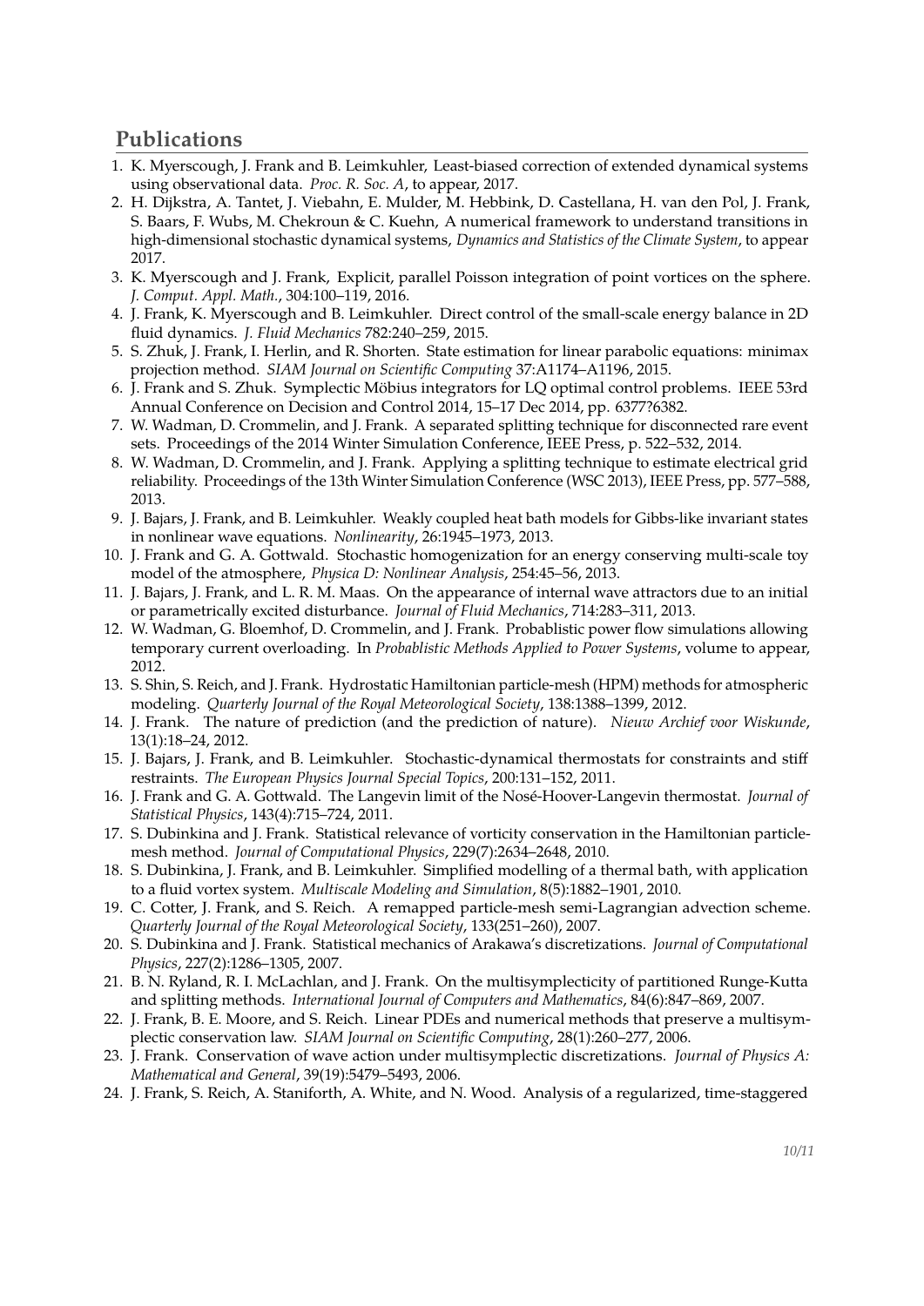## Publications

1. K. Myerscough, J. Frank and B. Leimkuhler, Least-biased correction of extended dynamical systems using observational data. *Proc. R. Soc. A*, to appear, 2017.
2. H. Dijkstra, A. Tantet, J. Viebahn, E. Mulder, M. Hebbink, D. Castellana, H. van den Pol, J. Frank, S. Baars, F. Wubs, M. Chekroun & C. Kuehn, A numerical framework to understand transitions in high-dimensional stochastic dynamical systems, *Dynamics and Statistics of the Climate System*, to appear 2017.
3. K. Myerscough and J. Frank, Explicit, parallel Poisson integration of point vortices on the sphere. *J. Comput. Appl. Math.*, 304:100–119, 2016.
4. J. Frank, K. Myerscough and B. Leimkuhler. Direct control of the small-scale energy balance in 2D fluid dynamics. *J. Fluid Mechanics* 782:240–259, 2015.
5. S. Zhuk, J. Frank, I. Herlin, and R. Shorten. State estimation for linear parabolic equations: minimax projection method. *SIAM Journal on Scientific Computing* 37:A1174–A1196, 2015.
6. J. Frank and S. Zhuk. Symplectic Möbius integrators for LQ optimal control problems. IEEE 53rd Annual Conference on Decision and Control 2014, 15–17 Dec 2014, pp. 6377?6382.
7. W. Wadman, D. Crommelin, and J. Frank. A separated splitting technique for disconnected rare event sets. Proceedings of the 2014 Winter Simulation Conference, IEEE Press, p. 522–532, 2014.
8. W. Wadman, D. Crommelin, and J. Frank. Applying a splitting technique to estimate electrical grid reliability. Proceedings of the 13th Winter Simulation Conference (WSC 2013), IEEE Press, pp. 577–588, 2013.
9. J. Bajars, J. Frank, and B. Leimkuhler. Weakly coupled heat bath models for Gibbs-like invariant states in nonlinear wave equations. *Nonlinearity*, 26:1945–1973, 2013.
10. J. Frank and G. A. Gottwald. Stochastic homogenization for an energy conserving multi-scale toy model of the atmosphere, *Physica D: Nonlinear Analysis*, 254:45–56, 2013.
11. J. Bajars, J. Frank, and L. R. M. Maas. On the appearance of internal wave attractors due to an initial or parametrically excited disturbance. *Journal of Fluid Mechanics*, 714:283–311, 2013.
12. W. Wadman, G. Bloemhof, D. Crommelin, and J. Frank. Probablistic power flow simulations allowing temporary current overloading. In *Probablistic Methods Applied to Power Systems*, volume to appear, 2012.
13. S. Shin, S. Reich, and J. Frank. Hydrostatic Hamiltonian particle-mesh (HPM) methods for atmospheric modeling. *Quarterly Journal of the Royal Meteorological Society*, 138:1388–1399, 2012.
14. J. Frank. The nature of prediction (and the prediction of nature). *Nieuw Archief voor Wiskunde*, 13(1):18–24, 2012.
15. J. Bajars, J. Frank, and B. Leimkuhler. Stochastic-dynamical thermostats for constraints and stiff restraints. *The European Physics Journal Special Topics*, 200:131–152, 2011.
16. J. Frank and G. A. Gottwald. The Langevin limit of the Nosé-Hoover-Langevin thermostat. *Journal of Statistical Physics*, 143(4):715–724, 2011.
17. S. Dubinkina and J. Frank. Statistical relevance of vorticity conservation in the Hamiltonian particle-mesh method. *Journal of Computational Physics*, 229(7):2634–2648, 2010.
18. S. Dubinkina, J. Frank, and B. Leimkuhler. Simplified modelling of a thermal bath, with application to a fluid vortex system. *Multiscale Modeling and Simulation*, 8(5):1882–1901, 2010.
19. C. Cotter, J. Frank, and S. Reich. A remapped particle-mesh semi-Lagrangian advection scheme. *Quarterly Journal of the Royal Meteorological Society*, 133(251–260), 2007.
20. S. Dubinkina and J. Frank. Statistical mechanics of Arakawa's discretizations. *Journal of Computational Physics*, 227(2):1286–1305, 2007.
21. B. N. Ryland, R. I. McLachlan, and J. Frank. On the multisymplecticity of partitioned Runge-Kutta and splitting methods. *International Journal of Computers and Mathematics*, 84(6):847–869, 2007.
22. J. Frank, B. E. Moore, and S. Reich. Linear PDEs and numerical methods that preserve a multisymplectic conservation law. *SIAM Journal on Scientific Computing*, 28(1):260–277, 2006.
23. J. Frank. Conservation of wave action under multisymplectic discretizations. *Journal of Physics A: Mathematical and General*, 39(19):5479–5493, 2006.
24. J. Frank, S. Reich, A. Staniforth, A. White, and N. Wood. Analysis of a regularized, time-staggered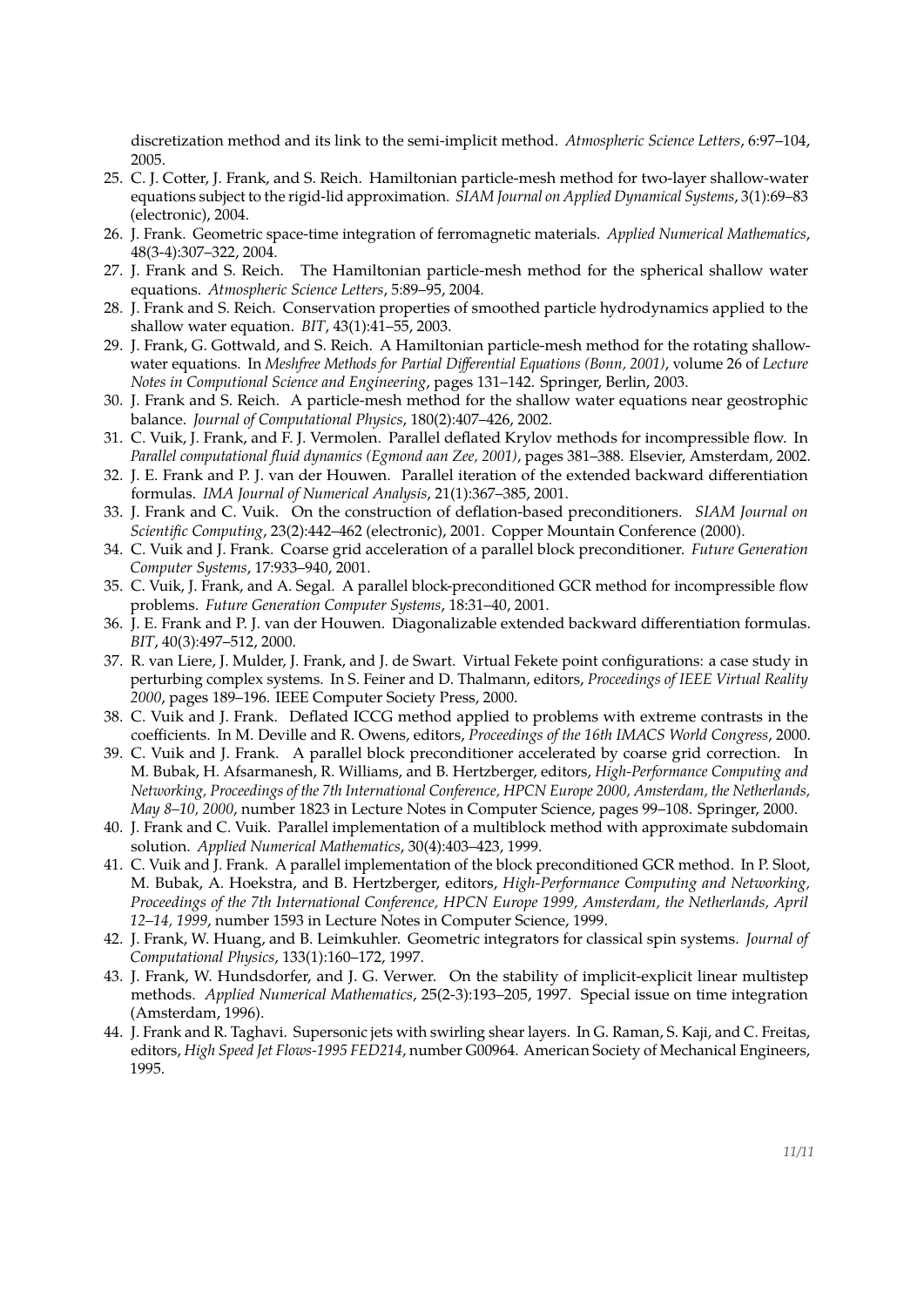discretization method and its link to the semi-implicit method. *Atmospheric Science Letters*, 6:97–104, 2005.

25. C. J. Cotter, J. Frank, and S. Reich. Hamiltonian particle-mesh method for two-layer shallow-water equations subject to the rigid-lid approximation. *SIAM Journal on Applied Dynamical Systems*, 3(1):69–83 (electronic), 2004.
26. J. Frank. Geometric space-time integration of ferromagnetic materials. *Applied Numerical Mathematics*, 48(3-4):307–322, 2004.
27. J. Frank and S. Reich. The Hamiltonian particle-mesh method for the spherical shallow water equations. *Atmospheric Science Letters*, 5:89–95, 2004.
28. J. Frank and S. Reich. Conservation properties of smoothed particle hydrodynamics applied to the shallow water equation. *BIT*, 43(1):41–55, 2003.
29. J. Frank, G. Gottwald, and S. Reich. A Hamiltonian particle-mesh method for the rotating shallow-water equations. In *Meshfree Methods for Partial Differential Equations (Bonn, 2001)*, volume 26 of *Lecture Notes in Computional Science and Engineering*, pages 131–142. Springer, Berlin, 2003.
30. J. Frank and S. Reich. A particle-mesh method for the shallow water equations near geostrophic balance. *Journal of Computational Physics*, 180(2):407–426, 2002.
31. C. Vuik, J. Frank, and F. J. Vermolen. Parallel deflated Krylov methods for incompressible flow. In *Parallel computational fluid dynamics (Egmond aan Zee, 2001)*, pages 381–388. Elsevier, Amsterdam, 2002.
32. J. E. Frank and P. J. van der Houwen. Parallel iteration of the extended backward differentiation formulas. *IMA Journal of Numerical Analysis*, 21(1):367–385, 2001.
33. J. Frank and C. Vuik. On the construction of deflation-based preconditioners. *SIAM Journal on Scientific Computing*, 23(2):442–462 (electronic), 2001. Copper Mountain Conference (2000).
34. C. Vuik and J. Frank. Coarse grid acceleration of a parallel block preconditioner. *Future Generation Computer Systems*, 17:933–940, 2001.
35. C. Vuik, J. Frank, and A. Segal. A parallel block-preconditioned GCR method for incompressible flow problems. *Future Generation Computer Systems*, 18:31–40, 2001.
36. J. E. Frank and P. J. van der Houwen. Diagonalizable extended backward differentiation formulas. *BIT*, 40(3):497–512, 2000.
37. R. van Liere, J. Mulder, J. Frank, and J. de Swart. Virtual Fekete point configurations: a case study in perturbing complex systems. In S. Feiner and D. Thalmann, editors, *Proceedings of IEEE Virtual Reality 2000*, pages 189–196. IEEE Computer Society Press, 2000.
38. C. Vuik and J. Frank. Deflated ICCG method applied to problems with extreme contrasts in the coefficients. In M. Deville and R. Owens, editors, *Proceedings of the 16th IMACS World Congress*, 2000.
39. C. Vuik and J. Frank. A parallel block preconditioner accelerated by coarse grid correction. In M. Bubak, H. Afsarmanesh, R. Williams, and B. Hertzberger, editors, *High-Performance Computing and Networking, Proceedings of the 7th International Conference, HPCN Europe 2000, Amsterdam, the Netherlands, May 8–10, 2000*, number 1823 in Lecture Notes in Computer Science, pages 99–108. Springer, 2000.
40. J. Frank and C. Vuik. Parallel implementation of a multiblock method with approximate subdomain solution. *Applied Numerical Mathematics*, 30(4):403–423, 1999.
41. C. Vuik and J. Frank. A parallel implementation of the block preconditioned GCR method. In P. Sloot, M. Bubak, A. Hoekstra, and B. Hertzberger, editors, *High-Performance Computing and Networking, Proceedings of the 7th International Conference, HPCN Europe 1999, Amsterdam, the Netherlands, April 12–14, 1999*, number 1593 in Lecture Notes in Computer Science, 1999.
42. J. Frank, W. Huang, and B. Leimkuhler. Geometric integrators for classical spin systems. *Journal of Computational Physics*, 133(1):160–172, 1997.
43. J. Frank, W. Hundsdorfer, and J. G. Verwer. On the stability of implicit-explicit linear multistep methods. *Applied Numerical Mathematics*, 25(2-3):193–205, 1997. Special issue on time integration (Amsterdam, 1996).
44. J. Frank and R. Taghavi. Supersonic jets with swirling shear layers. In G. Raman, S. Kaji, and C. Freitas, editors, *High Speed Jet Flows-1995 FED214*, number G00964. American Society of Mechanical Engineers, 1995.